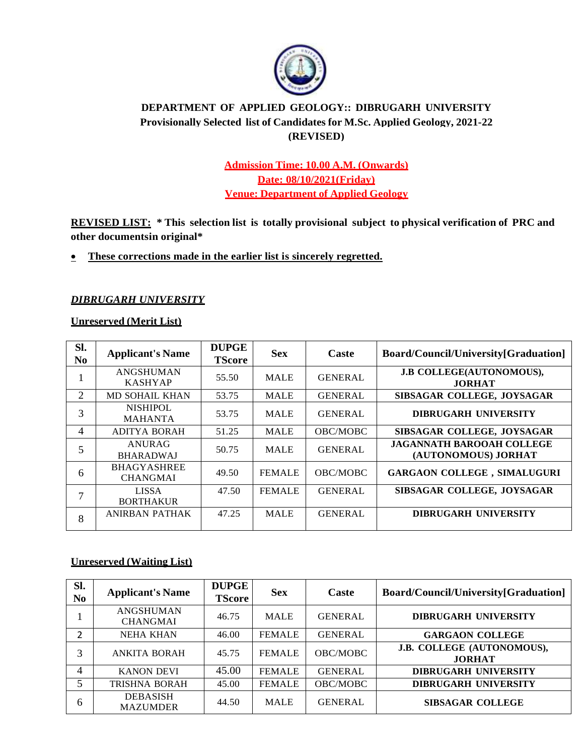**DEPARTMENT OF APPLIED GEOLOGY:: DIBRUGARH UNIVERSITY**
**Provisionally Selected list of Candidates for M.Sc. Applied Geology, 2021-22**
**(REVISED)**

**Admission Time: 10.00 A.M. (Onwards)**
**Date: 08/10/2021(Friday)**
**Venue: Department of Applied Geology**

**REVISED LIST:** **\* This selection list is totally provisional subject to physical verification of PRC and other documentsin original\***

- **These corrections made in the earlier list is sincerely regretted.**

***DIBRUGARH UNIVERSITY***

**Unreserved (Merit List)**

| Sl. No | Applicant's Name | DUPGE TScore | Sex | Caste | Board/Council/University[Graduation] |
|---|---|---|---|---|---|
| 1 | ANGSHUMAN KASHYAP | 55.50 | MALE | GENERAL | J.B COLLEGE(AUTONOMOUS), JORHAT |
| 2 | MD SOHAIL KHAN | 53.75 | MALE | GENERAL | SIBSAGAR COLLEGE, JOYSAGAR |
| 3 | NISHIPOL MAHANTA | 53.75 | MALE | GENERAL | DIBRUGARH UNIVERSITY |
| 4 | ADITYA BORAH | 51.25 | MALE | OBC/MOBC | SIBSAGAR COLLEGE, JOYSAGAR |
| 5 | ANURAG BHARADWAJ | 50.75 | MALE | GENERAL | JAGANNATH BAROOAH COLLEGE (AUTONOMOUS) JORHAT |
| 6 | BHAGYASHREE CHANGMAI | 49.50 | FEMALE | OBC/MOBC | GARGAON COLLEGE , SIMALUGURI |
| 7 | LISSA BORTHAKUR | 47.50 | FEMALE | GENERAL | SIBSAGAR COLLEGE, JOYSAGAR |
| 8 | ANIRBAN PATHAK | 47.25 | MALE | GENERAL | DIBRUGARH UNIVERSITY |

**Unreserved (Waiting List)**

| Sl. No | Applicant's Name | DUPGE TScore | Sex | Caste | Board/Council/University[Graduation] |
|---|---|---|---|---|---|
| 1 | ANGSHUMAN CHANGMAI | 46.75 | MALE | GENERAL | DIBRUGARH UNIVERSITY |
| 2 | NEHA KHAN | 46.00 | FEMALE | GENERAL | GARGAON COLLEGE |
| 3 | ANKITA BORAH | 45.75 | FEMALE | OBC/MOBC | J.B. COLLEGE (AUTONOMOUS), JORHAT |
| 4 | KANON DEVI | 45.00 | FEMALE | GENERAL | DIBRUGARH UNIVERSITY |
| 5 | TRISHNA BORAH | 45.00 | FEMALE | OBC/MOBC | DIBRUGARH UNIVERSITY |
| 6 | DEBASISH MAZUMDER | 44.50 | MALE | GENERAL | SIBSAGAR COLLEGE |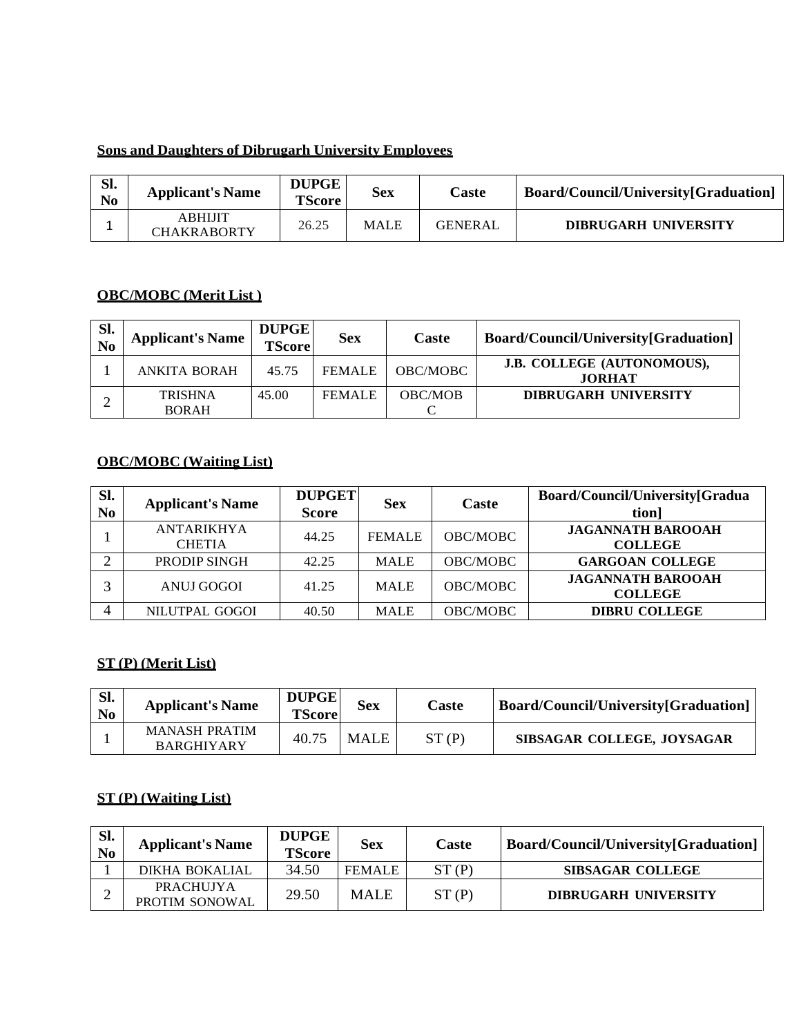**Sons and Daughters of Dibrugarh University Employees**

| Sl. No | Applicant's Name | DUPGE TScore | Sex | Caste | Board/Council/University[Graduation] |
|---|---|---|---|---|---|
| 1 | ABHIJIT CHAKRABORTY | 26.25 | MALE | GENERAL | **DIBRUGARH UNIVERSITY** |

**OBC/MOBC (Merit List )**

| Sl. No | Applicant's Name | DUPGE TScore | Sex | Caste | Board/Council/University[Graduation] |
|---|---|---|---|---|---|
| 1 | ANKITA BORAH | 45.75 | FEMALE | OBC/MOBC | **J.B. COLLEGE (AUTONOMOUS), JORHAT** |
| 2 | TRISHNA BORAH | 45.00 | FEMALE | OBC/MOBC | **DIBRUGARH UNIVERSITY** |

**OBC/MOBC (Waiting List)**

| Sl. No | Applicant's Name | DUPGET Score | Sex | Caste | Board/Council/University[Graduation] |
|---|---|---|---|---|---|
| 1 | ANTARIKHYA CHETIA | 44.25 | FEMALE | OBC/MOBC | **JAGANNATH BAROOAH COLLEGE** |
| 2 | PRODIP SINGH | 42.25 | MALE | OBC/MOBC | **GARGOAN COLLEGE** |
| 3 | ANUJ GOGOI | 41.25 | MALE | OBC/MOBC | **JAGANNATH BAROOAH COLLEGE** |
| 4 | NILUTPAL GOGOI | 40.50 | MALE | OBC/MOBC | **DIBRU COLLEGE** |

**ST (P) (Merit List)**

| Sl. No | Applicant's Name | DUPGE TScore | Sex | Caste | Board/Council/University[Graduation] |
|---|---|---|---|---|---|
| 1 | MANASH PRATIM BARGHIYARY | 40.75 | MALE | ST (P) | **SIBSAGAR COLLEGE, JOYSAGAR** |

**ST (P) (Waiting List)**

| Sl. No | Applicant's Name | DUPGE TScore | Sex | Caste | Board/Council/University[Graduation] |
|---|---|---|---|---|---|
| 1 | DIKHA BOKALIAL | 34.50 | FEMALE | ST (P) | **SIBSAGAR COLLEGE** |
| 2 | PRACHUJYA PROTIM SONOWAL | 29.50 | MALE | ST (P) | **DIBRUGARH UNIVERSITY** |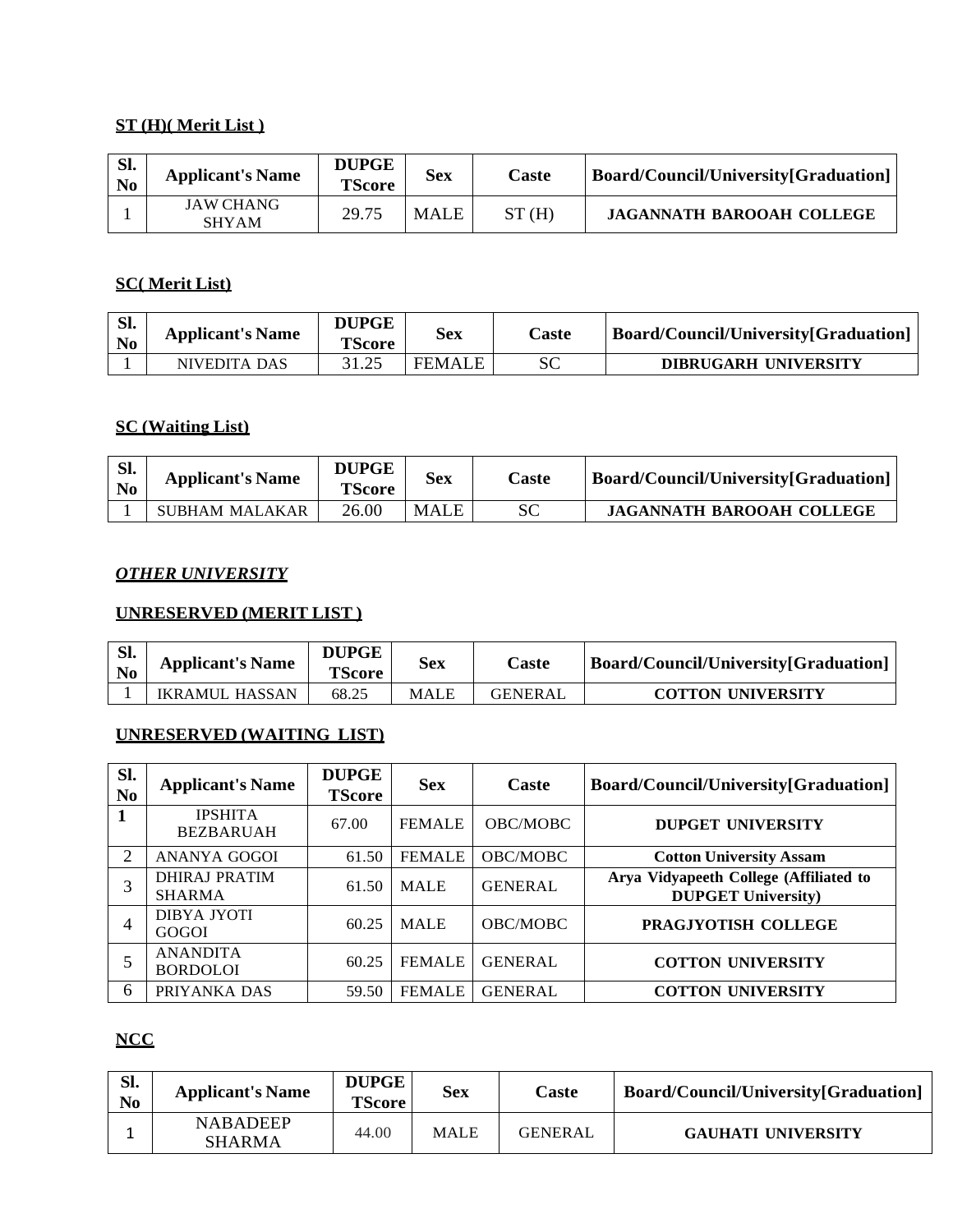**ST (H)( Merit List )**

| Sl. No | Applicant's Name | DUPGE TScore | Sex | Caste | Board/Council/University[Graduation] |
|---|---|---|---|---|---|
| 1 | JAW CHANG SHYAM | 29.75 | MALE | ST (H) | JAGANNATH BAROOAH COLLEGE |

**SC( Merit List)**

| Sl. No | Applicant's Name | DUPGE TScore | Sex | Caste | Board/Council/University[Graduation] |
|---|---|---|---|---|---|
| 1 | NIVEDITA DAS | 31.25 | FEMALE | SC | DIBRUGARH UNIVERSITY |

**SC (Waiting List)**

| Sl. No | Applicant's Name | DUPGE TScore | Sex | Caste | Board/Council/University[Graduation] |
|---|---|---|---|---|---|
| 1 | SUBHAM MALAKAR | 26.00 | MALE | SC | JAGANNATH BAROOAH COLLEGE |

***OTHER UNIVERSITY***

**UNRESERVED (MERIT LIST )**

| Sl. No | Applicant's Name | DUPGE TScore | Sex | Caste | Board/Council/University[Graduation] |
|---|---|---|---|---|---|
| 1 | IKRAMUL HASSAN | 68.25 | MALE | GENERAL | COTTON UNIVERSITY |

**UNRESERVED (WAITING LIST)**

| Sl. No | Applicant's Name | DUPGE TScore | Sex | Caste | Board/Council/University[Graduation] |
|---|---|---|---|---|---|
| 1 | IPSHITA BEZBARUAH | 67.00 | FEMALE | OBC/MOBC | DUPGET UNIVERSITY |
| 2 | ANANYA GOGOI | 61.50 | FEMALE | OBC/MOBC | Cotton University Assam |
| 3 | DHIRAJ PRATIM SHARMA | 61.50 | MALE | GENERAL | Arya Vidyapeeth College (Affiliated to DUPGET University) |
| 4 | DIBYA JYOTI GOGOI | 60.25 | MALE | OBC/MOBC | PRAGJYOTISH COLLEGE |
| 5 | ANANDITA BORDOLOI | 60.25 | FEMALE | GENERAL | COTTON UNIVERSITY |
| 6 | PRIYANKA DAS | 59.50 | FEMALE | GENERAL | COTTON UNIVERSITY |

**NCC**

| Sl. No | Applicant's Name | DUPGE TScore | Sex | Caste | Board/Council/University[Graduation] |
|---|---|---|---|---|---|
| 1 | NABADEEP SHARMA | 44.00 | MALE | GENERAL | GAUHATI UNIVERSITY |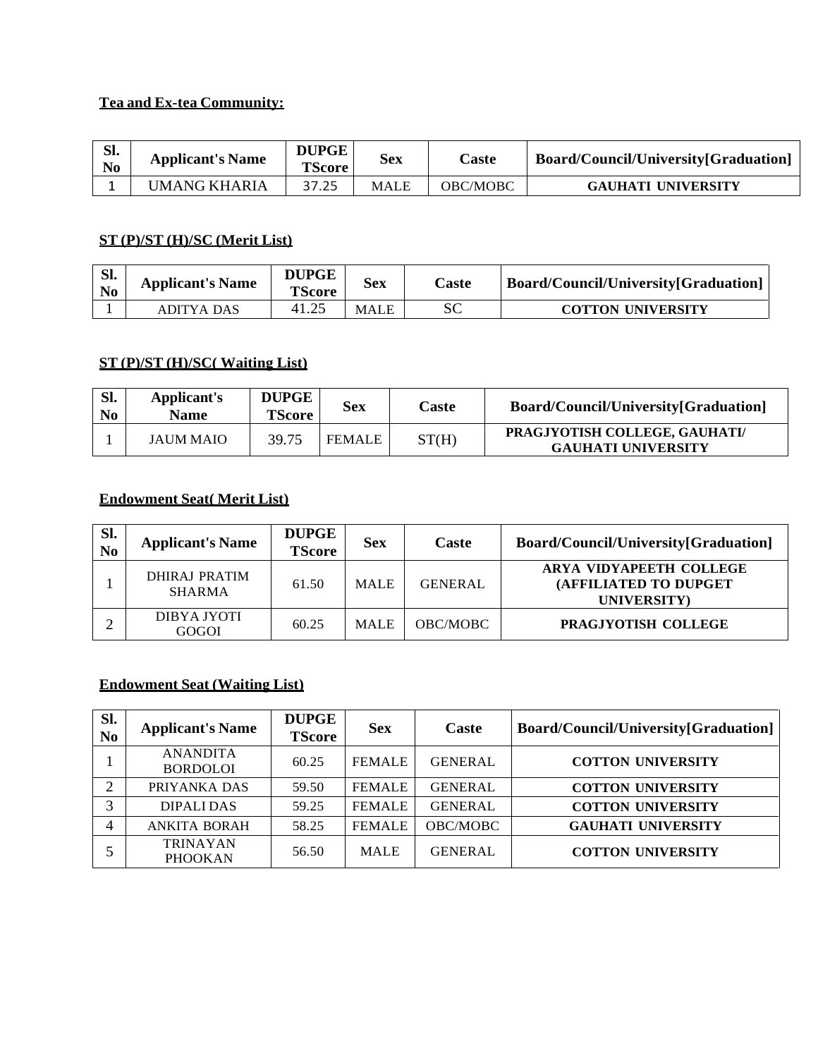**Tea and Ex-tea Community:**

| Sl. No | Applicant's Name | DUPGE TScore | Sex | Caste | Board/Council/University[Graduation] |
|---|---|---|---|---|---|
| 1 | UMANG KHARIA | 37.25 | MALE | OBC/MOBC | GAUHATI UNIVERSITY |

**ST (P)/ST (H)/SC (Merit List)**

| Sl. No | Applicant's Name | DUPGE TScore | Sex | Caste | Board/Council/University[Graduation] |
|---|---|---|---|---|---|
| 1 | ADITYA DAS | 41.25 | MALE | SC | COTTON UNIVERSITY |

**ST (P)/ST (H)/SC( Waiting List)**

| Sl. No | Applicant's Name | DUPGE TScore | Sex | Caste | Board/Council/University[Graduation] |
|---|---|---|---|---|---|
| 1 | JAUM MAIO | 39.75 | FEMALE | ST(H) | PRAGJYOTISH COLLEGE, GAUHATI/ GAUHATI UNIVERSITY |

**Endowment Seat( Merit List)**

| Sl. No | Applicant's Name | DUPGE TScore | Sex | Caste | Board/Council/University[Graduation] |
|---|---|---|---|---|---|
| 1 | DHIRAJ PRATIM SHARMA | 61.50 | MALE | GENERAL | ARYA VIDYAPEETH COLLEGE (AFFILIATED TO DUPGET UNIVERSITY) |
| 2 | DIBYA JYOTI GOGOI | 60.25 | MALE | OBC/MOBC | PRAGJYOTISH COLLEGE |

**Endowment Seat (Waiting List)**

| Sl. No | Applicant's Name | DUPGE TScore | Sex | Caste | Board/Council/University[Graduation] |
|---|---|---|---|---|---|
| 1 | ANANDITA BORDOLOI | 60.25 | FEMALE | GENERAL | COTTON UNIVERSITY |
| 2 | PRIYANKA DAS | 59.50 | FEMALE | GENERAL | COTTON UNIVERSITY |
| 3 | DIPALI DAS | 59.25 | FEMALE | GENERAL | COTTON UNIVERSITY |
| 4 | ANKITA BORAH | 58.25 | FEMALE | OBC/MOBC | GAUHATI UNIVERSITY |
| 5 | TRINAYAN PHOOKAN | 56.50 | MALE | GENERAL | COTTON UNIVERSITY |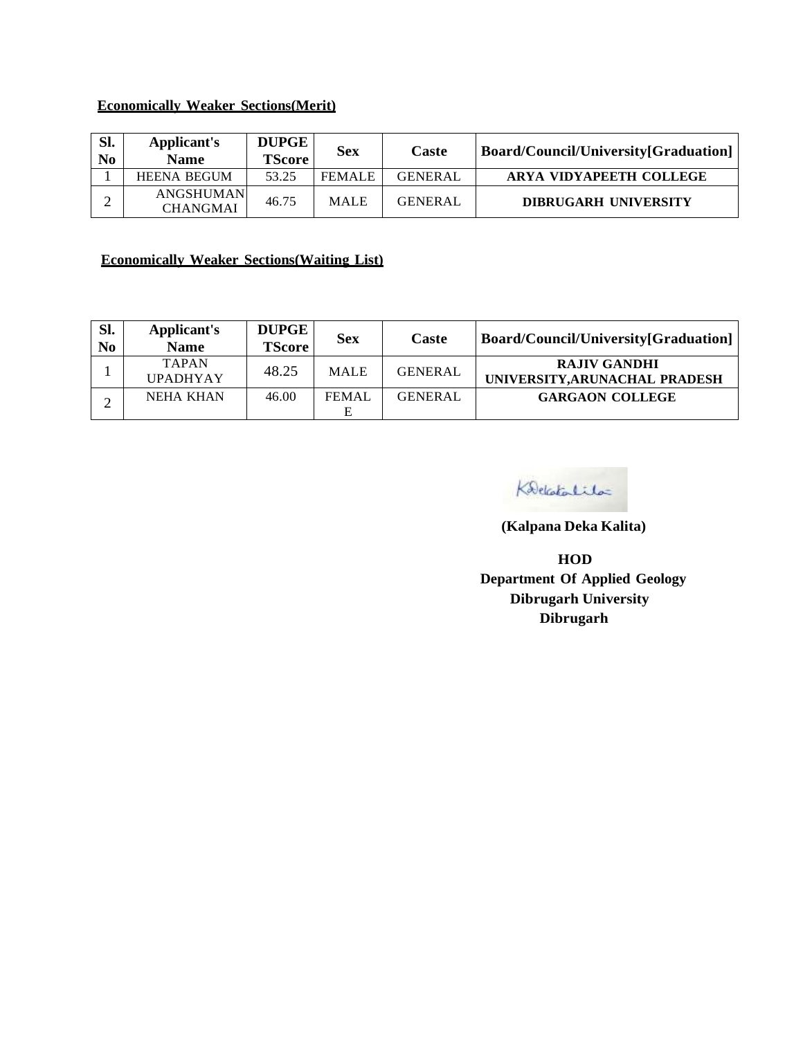**Economically Weaker Sections(Merit)**

| Sl. No | Applicant's Name | DUPGE TScore | Sex | Caste | Board/Council/University[Graduation] |
|---|---|---|---|---|---|
| 1 | HEENA BEGUM | 53.25 | FEMALE | GENERAL | ARYA VIDYAPEETH COLLEGE |
| 2 | ANGSHUMAN CHANGMAI | 46.75 | MALE | GENERAL | DIBRUGARH UNIVERSITY |

**Economically Weaker Sections(Waiting List)**

| Sl. No | Applicant's Name | DUPGE TScore | Sex | Caste | Board/Council/University[Graduation] |
|---|---|---|---|---|---|
| 1 | TAPAN UPADHYAY | 48.25 | MALE | GENERAL | RAJIV GANDHI UNIVERSITY,ARUNACHAL PRADESH |
| 2 | NEHA KHAN | 46.00 | FEMALE | GENERAL | GARGAON COLLEGE |

**(Kalpana Deka Kalita)**

**HOD**
**Department Of Applied Geology**
**Dibrugarh University**
**Dibrugarh**